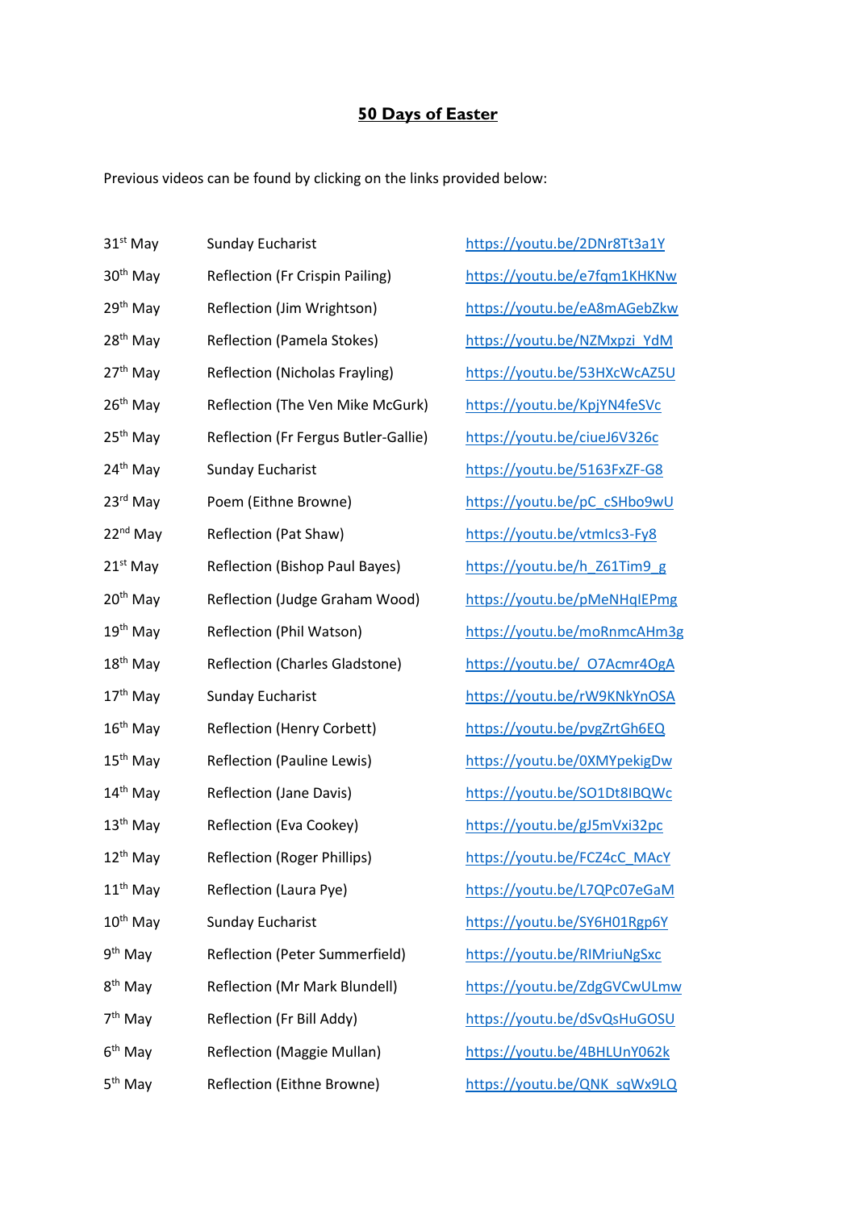# 50 Days of Easter

Previous videos can be found by clicking on the links provided below:

| | | |
|---|---|---|
| 31st May | Sunday Eucharist | https://youtu.be/2DNr8Tt3a1Y |
| 30th May | Reflection (Fr Crispin Pailing) | https://youtu.be/e7fqm1KHKNw |
| 29th May | Reflection (Jim Wrightson) | https://youtu.be/eA8mAGebZkw |
| 28th May | Reflection (Pamela Stokes) | https://youtu.be/NZMxpzi_YdM |
| 27th May | Reflection (Nicholas Frayling) | https://youtu.be/53HXcWcAZ5U |
| 26th May | Reflection (The Ven Mike McGurk) | https://youtu.be/KpjYN4feSVc |
| 25th May | Reflection (Fr Fergus Butler-Gallie) | https://youtu.be/ciueJ6V326c |
| 24th May | Sunday Eucharist | https://youtu.be/5163FxZF-G8 |
| 23rd May | Poem (Eithne Browne) | https://youtu.be/pC_cSHbo9wU |
| 22nd May | Reflection (Pat Shaw) | https://youtu.be/vtmIcs3-Fy8 |
| 21st May | Reflection (Bishop Paul Bayes) | https://youtu.be/h_Z61Tim9_g |
| 20th May | Reflection (Judge Graham Wood) | https://youtu.be/pMeNHqIEPmg |
| 19th May | Reflection (Phil Watson) | https://youtu.be/moRnmcAHm3g |
| 18th May | Reflection (Charles Gladstone) | https://youtu.be/_O7Acmr4OgA |
| 17th May | Sunday Eucharist | https://youtu.be/rW9KNkYnOSA |
| 16th May | Reflection (Henry Corbett) | https://youtu.be/pvgZrtGh6EQ |
| 15th May | Reflection (Pauline Lewis) | https://youtu.be/0XMYpekigDw |
| 14th May | Reflection (Jane Davis) | https://youtu.be/SO1Dt8IBQWc |
| 13th May | Reflection (Eva Cookey) | https://youtu.be/gJ5mVxi32pc |
| 12th May | Reflection (Roger Phillips) | https://youtu.be/FCZ4cC_MAcY |
| 11th May | Reflection (Laura Pye) | https://youtu.be/L7QPc07eGaM |
| 10th May | Sunday Eucharist | https://youtu.be/SY6H01Rgp6Y |
| 9th May | Reflection (Peter Summerfield) | https://youtu.be/RIMriuNgSxc |
| 8th May | Reflection (Mr Mark Blundell) | https://youtu.be/ZdgGVCwULmw |
| 7th May | Reflection (Fr Bill Addy) | https://youtu.be/dSvQsHuGOSU |
| 6th May | Reflection (Maggie Mullan) | https://youtu.be/4BHLUnY062k |
| 5th May | Reflection (Eithne Browne) | https://youtu.be/QNK_sqWx9LQ |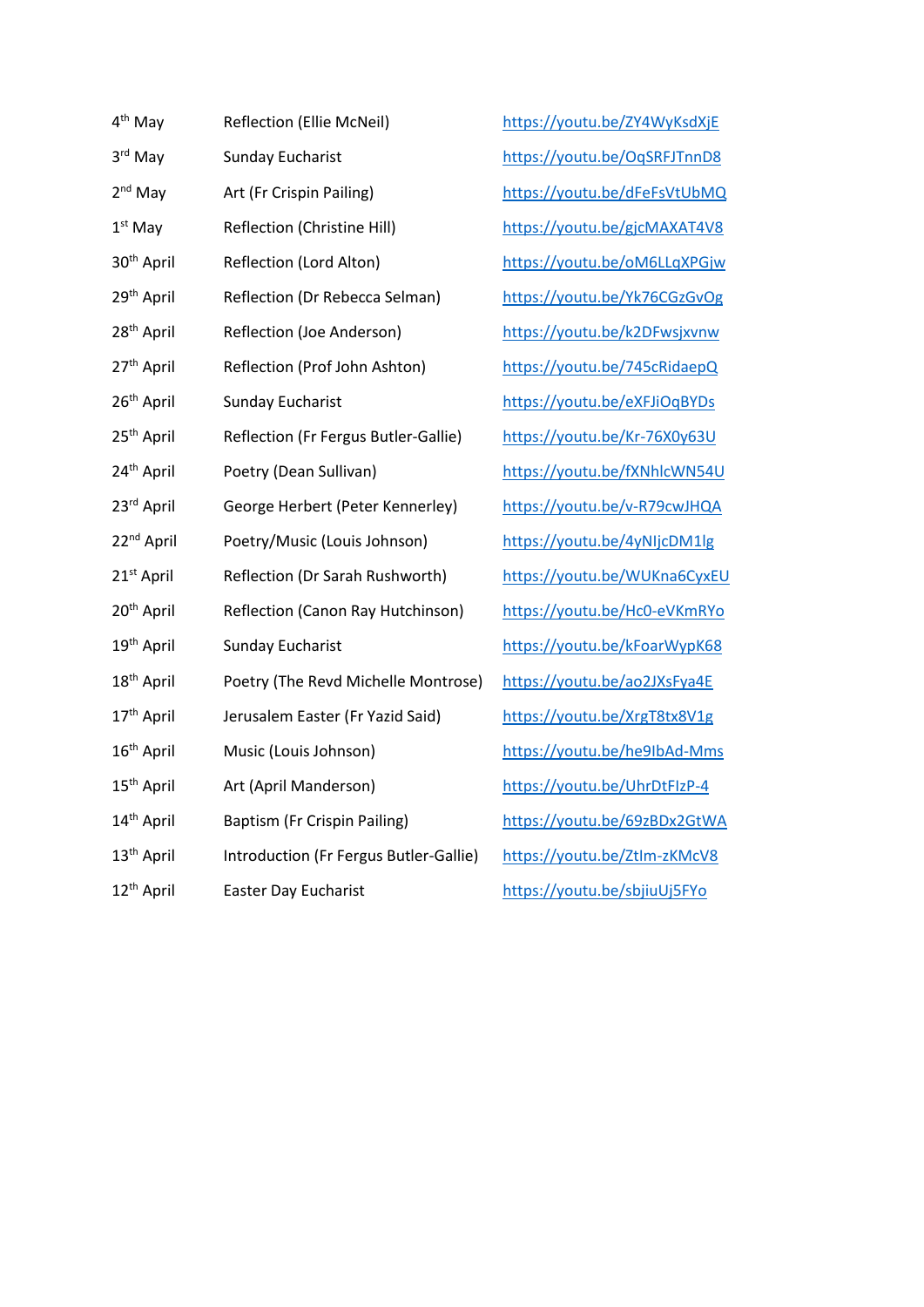| | | |
|---|---|---|
| 4th May | Reflection (Ellie McNeil) | https://youtu.be/ZY4WyKsdXjE |
| 3rd May | Sunday Eucharist | https://youtu.be/OqSRFJTnnD8 |
| 2nd May | Art (Fr Crispin Pailing) | https://youtu.be/dFeFsVtUbMQ |
| 1st May | Reflection (Christine Hill) | https://youtu.be/gjcMAXAT4V8 |
| 30th April | Reflection (Lord Alton) | https://youtu.be/oM6LLqXPGjw |
| 29th April | Reflection (Dr Rebecca Selman) | https://youtu.be/Yk76CGzGvOg |
| 28th April | Reflection (Joe Anderson) | https://youtu.be/k2DFwsjxvnw |
| 27th April | Reflection (Prof John Ashton) | https://youtu.be/745cRidaepQ |
| 26th April | Sunday Eucharist | https://youtu.be/eXFJiOqBYDs |
| 25th April | Reflection (Fr Fergus Butler-Gallie) | https://youtu.be/Kr-76X0y63U |
| 24th April | Poetry (Dean Sullivan) | https://youtu.be/fXNhlcWN54U |
| 23rd April | George Herbert (Peter Kennerley) | https://youtu.be/v-R79cwJHQA |
| 22nd April | Poetry/Music (Louis Johnson) | https://youtu.be/4yNIjcDM1lg |
| 21st April | Reflection (Dr Sarah Rushworth) | https://youtu.be/WUKna6CyxEU |
| 20th April | Reflection (Canon Ray Hutchinson) | https://youtu.be/Hc0-eVKmRYo |
| 19th April | Sunday Eucharist | https://youtu.be/kFoarWypK68 |
| 18th April | Poetry (The Revd Michelle Montrose) | https://youtu.be/ao2JXsFya4E |
| 17th April | Jerusalem Easter (Fr Yazid Said) | https://youtu.be/XrgT8tx8V1g |
| 16th April | Music (Louis Johnson) | https://youtu.be/he9lbAd-Mms |
| 15th April | Art (April Manderson) | https://youtu.be/UhrDtFlzP-4 |
| 14th April | Baptism (Fr Crispin Pailing) | https://youtu.be/69zBDx2GtWA |
| 13th April | Introduction (Fr Fergus Butler-Gallie) | https://youtu.be/ZtIm-zKMcV8 |
| 12th April | Easter Day Eucharist | https://youtu.be/sbjiuUj5FYo |